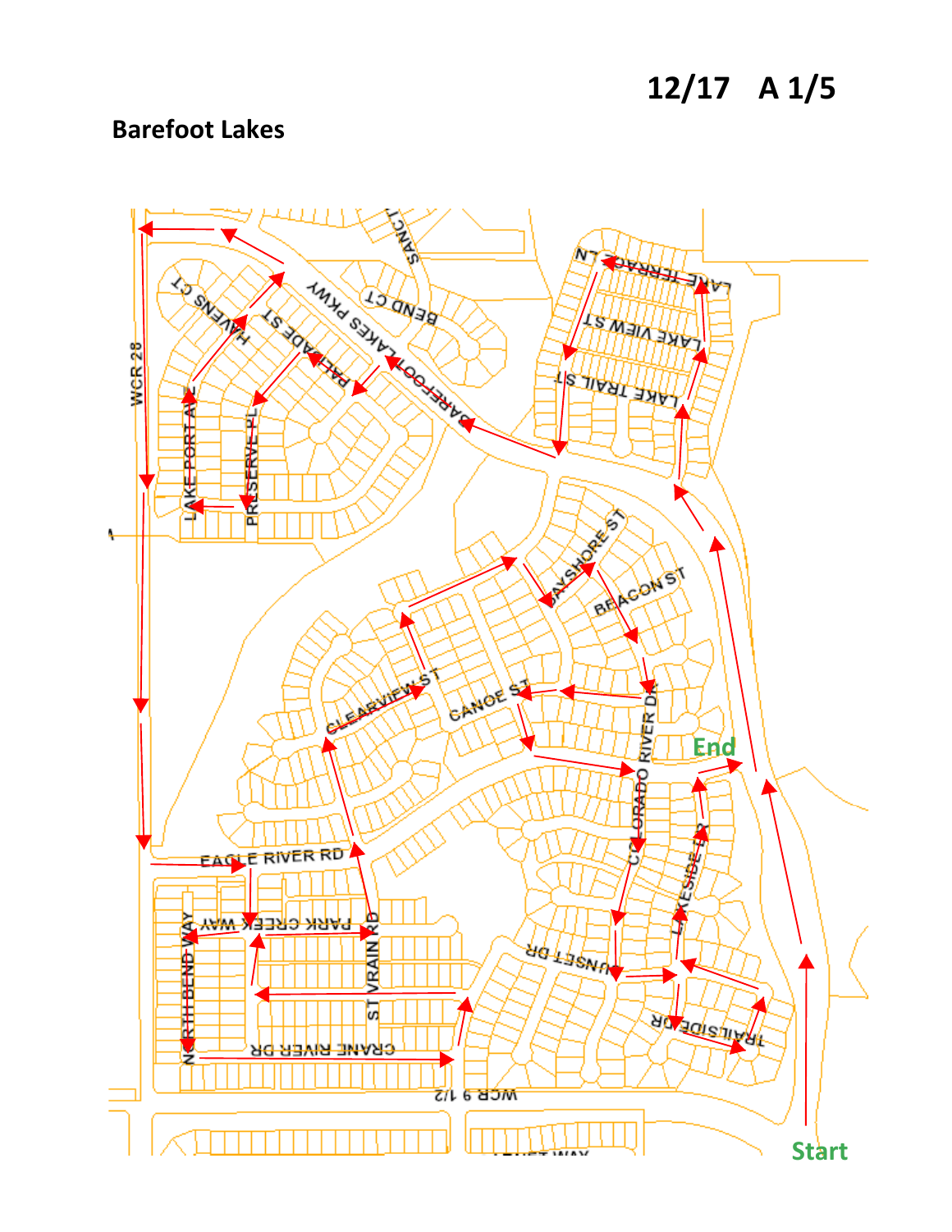12/17 A 1/5

**Barefoot Lakes**

WCR 28

HAVENS CT

PALISADE ST

BAREFOOT LAKES PKWY

BEND CT

LAKE TERRACE LN

LAKE VIEW ST

LAKE TRAIL ST

LAKE PORT AVE

PRESERVE PL

BAYSHORE ST

BEACON ST

CLEARVIEW ST

CANOE ST

COLORADO RIVER DR

End

EAGLE RIVER RD

PARK CREEK WAY

NORTH BEND WAY

ST VRAIN RD

CRANE RIVER DR

SUNSET DR

LAKESIDE DR

TRAILSIDE DR

WCR 9 1/2

Start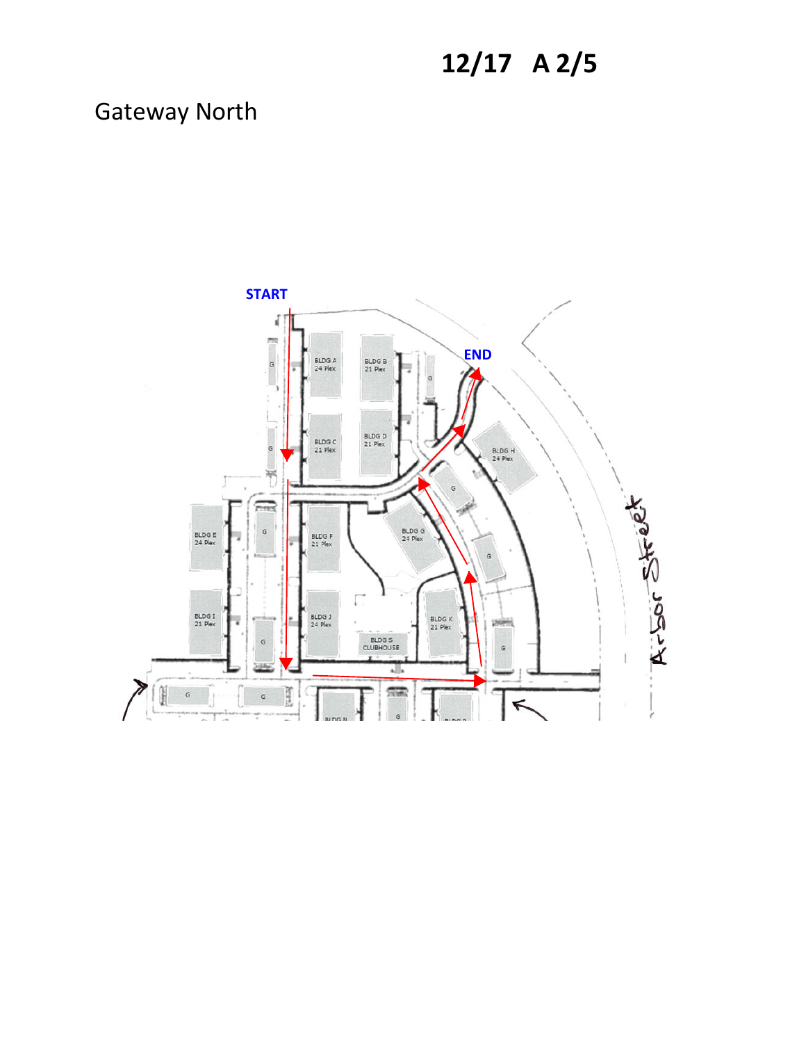**12/17 A 2/5**

Gateway North

START

END

BLDG A
24 Plex

BLDG B
21 Plex

BLDG C
21 Plex

BLDG D
21 Plex

BLDG E
24 Plex

BLDG F
21 Plex

BLDG G
24 Plex

BLDG H
24 Plex

BLDG I
21 Plex

BLDG J
24 Plex

BLDG K
21 Plex

BLDG S
CLUBHOUSE

BLDG N

BLDG P

Arbor Street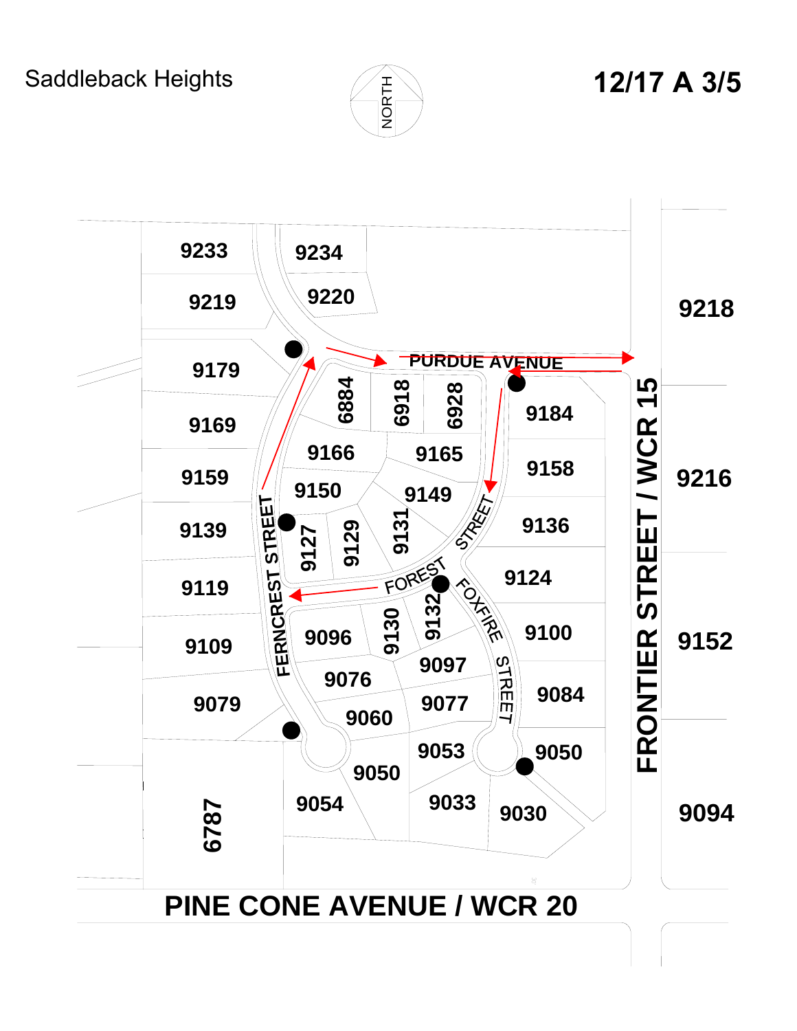Saddleback Heights

**12/17 A 3/5**

NORTH

**PURDUE AVENUE**

**FERNCREST STREET**

**FOREST STREET**

**FOXFIRE STREET**

**FRONTIER STREET / WCR 15**

**PINE CONE AVENUE / WCR 20**

**9233** **9234**
**9219** **9220**
**9218**
**9179**
**6884** **6918** **6928**
**9184**
**9169**
**9166** **9165**
**9158**
**9159**
**9150** **9149**
**9216**
**9139**
**9127** **9129** **9131**
**9136**
**9119**
**9124**
**9109**
**9096** **9130** **9132**
**9100**
**9152**
**9097**
**9076**
**9079**
**9077**
**9084**
**9060**
**9053**
**9050**
**9050**
**6787**
**9054**
**9033**
**9030**
**9094**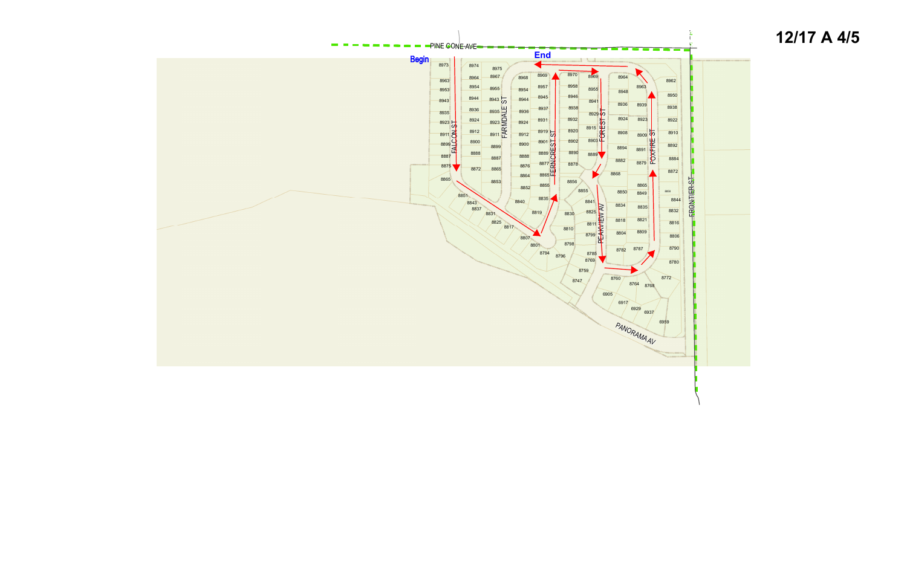# 12/17 A 4/5

Begin

End

PINE CONE AVE

FALCON ST

FARMDALE ST

FERNCREST ST

FOREST ST

FOXFIRE ST

PEAKVIEW AV

PANORAMA AV

FRONTIER ST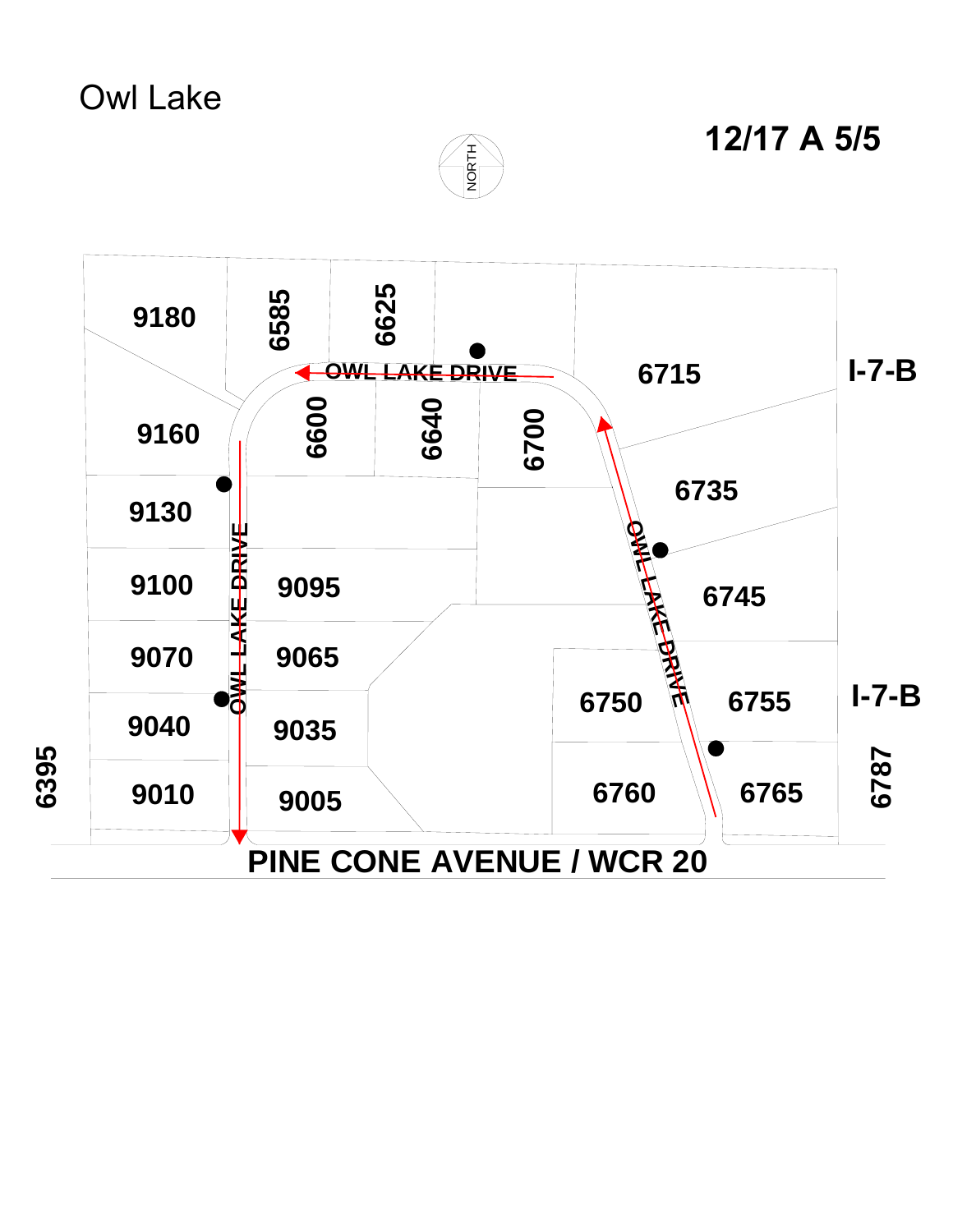# Owl Lake

**12/17 A 5/5**

NORTH

9180

6585

6625

OWL LAKE DRIVE

6715

I-7-B

9160

6600

6640

6700

6735

9130

OWL LAKE DRIVE

9100

9095

6745

9070

9065

OWL LAKE DRIVE

6750

6755

I-7-B

9040

9035

6395

9010

9005

6760

6765

6787

PINE CONE AVENUE / WCR 20